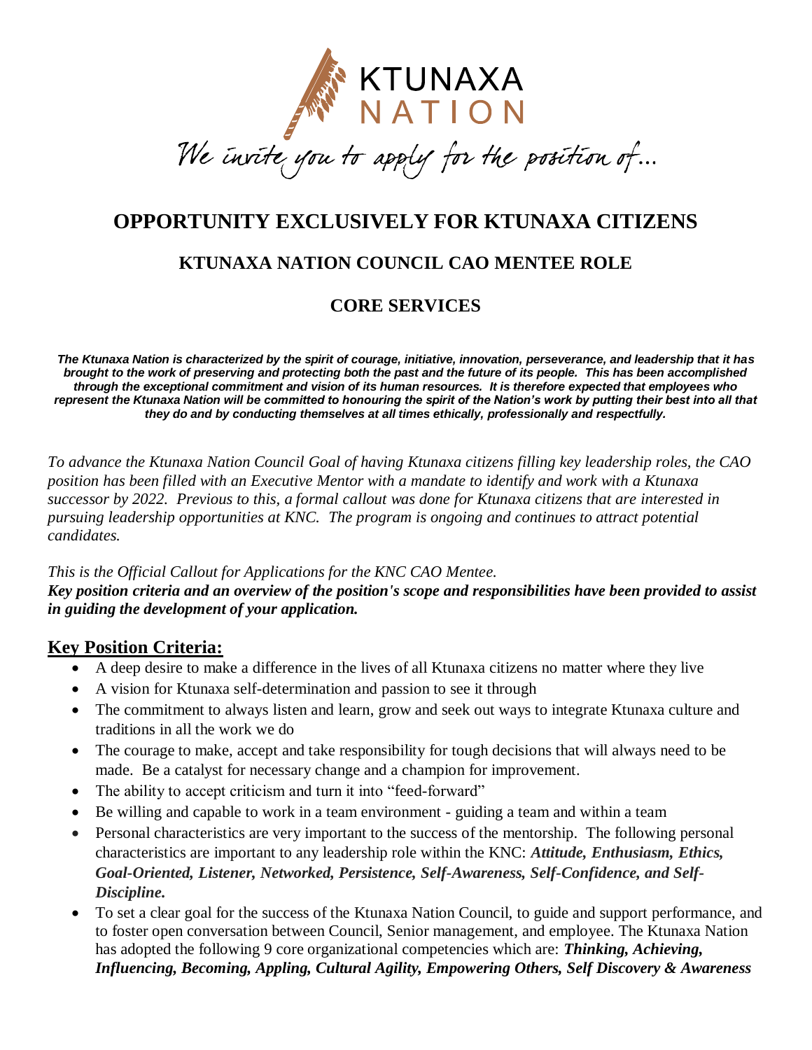KTUNAXA NATION

We invite you to apply for the position of...

# OPPORTUNITY EXCLUSIVELY FOR KTUNAXA CITIZENS

## KTUNAXA NATION COUNCIL CAO MENTEE ROLE

## CORE SERVICES

***The Ktunaxa Nation is characterized by the spirit of courage, initiative, innovation, perseverance, and leadership that it has brought to the work of preserving and protecting both the past and the future of its people. This has been accomplished through the exceptional commitment and vision of its human resources. It is therefore expected that employees who represent the Ktunaxa Nation will be committed to honouring the spirit of the Nation's work by putting their best into all that they do and by conducting themselves at all times ethically, professionally and respectfully.***

*To advance the Ktunaxa Nation Council Goal of having Ktunaxa citizens filling key leadership roles, the CAO position has been filled with an Executive Mentor with a mandate to identify and work with a Ktunaxa successor by 2022. Previous to this, a formal callout was done for Ktunaxa citizens that are interested in pursuing leadership opportunities at KNC. The program is ongoing and continues to attract potential candidates.*

*This is the Official Callout for Applications for the KNC CAO Mentee.*
***Key position criteria and an overview of the position's scope and responsibilities have been provided to assist in guiding the development of your application.***

## Key Position Criteria:

- A deep desire to make a difference in the lives of all Ktunaxa citizens no matter where they live
- A vision for Ktunaxa self-determination and passion to see it through
- The commitment to always listen and learn, grow and seek out ways to integrate Ktunaxa culture and traditions in all the work we do
- The courage to make, accept and take responsibility for tough decisions that will always need to be made. Be a catalyst for necessary change and a champion for improvement.
- The ability to accept criticism and turn it into "feed-forward"
- Be willing and capable to work in a team environment - guiding a team and within a team
- Personal characteristics are very important to the success of the mentorship. The following personal characteristics are important to any leadership role within the KNC: ***Attitude, Enthusiasm, Ethics, Goal-Oriented, Listener, Networked, Persistence, Self-Awareness, Self-Confidence, and Self-Discipline.***
- To set a clear goal for the success of the Ktunaxa Nation Council, to guide and support performance, and to foster open conversation between Council, Senior management, and employee. The Ktunaxa Nation has adopted the following 9 core organizational competencies which are: ***Thinking, Achieving, Influencing, Becoming, Appling, Cultural Agility, Empowering Others, Self Discovery & Awareness***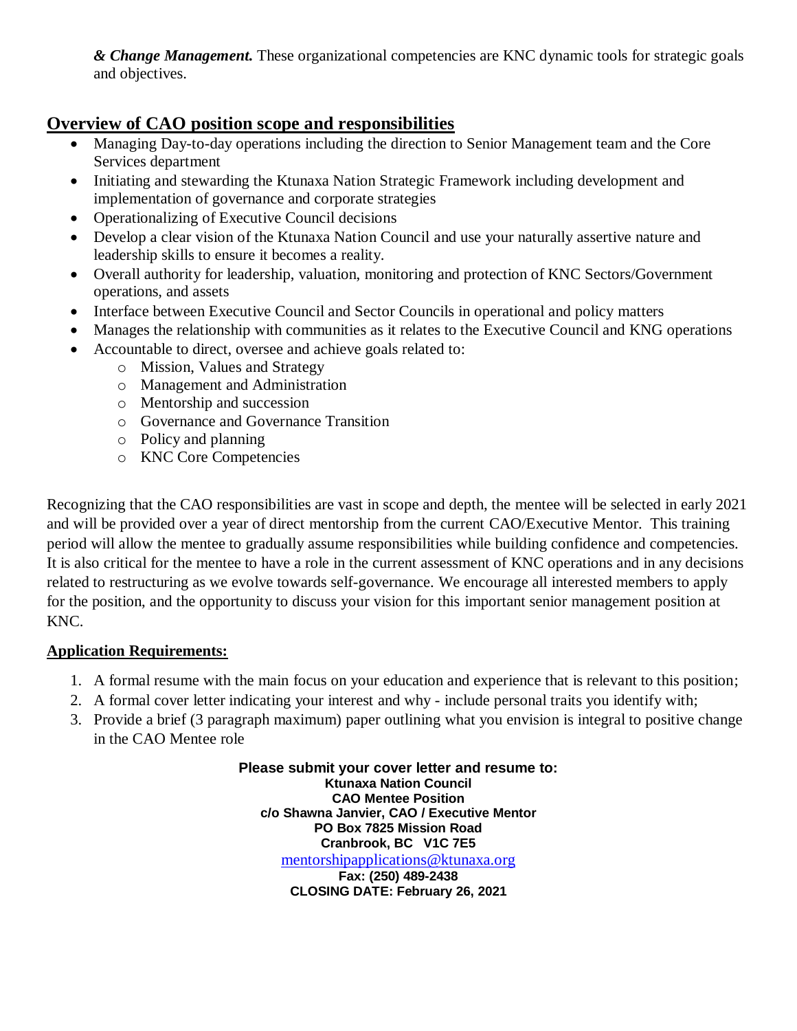***& Change Management.*** These organizational competencies are KNC dynamic tools for strategic goals and objectives.

## Overview of CAO position scope and responsibilities

- Managing Day-to-day operations including the direction to Senior Management team and the Core Services department
- Initiating and stewarding the Ktunaxa Nation Strategic Framework including development and implementation of governance and corporate strategies
- Operationalizing of Executive Council decisions
- Develop a clear vision of the Ktunaxa Nation Council and use your naturally assertive nature and leadership skills to ensure it becomes a reality.
- Overall authority for leadership, valuation, monitoring and protection of KNC Sectors/Government operations, and assets
- Interface between Executive Council and Sector Councils in operational and policy matters
- Manages the relationship with communities as it relates to the Executive Council and KNG operations
- Accountable to direct, oversee and achieve goals related to:
  - Mission, Values and Strategy
  - Management and Administration
  - Mentorship and succession
  - Governance and Governance Transition
  - Policy and planning
  - KNC Core Competencies

Recognizing that the CAO responsibilities are vast in scope and depth, the mentee will be selected in early 2021 and will be provided over a year of direct mentorship from the current CAO/Executive Mentor. This training period will allow the mentee to gradually assume responsibilities while building confidence and competencies. It is also critical for the mentee to have a role in the current assessment of KNC operations and in any decisions related to restructuring as we evolve towards self-governance. We encourage all interested members to apply for the position, and the opportunity to discuss your vision for this important senior management position at KNC.

**Application Requirements:**

1. A formal resume with the main focus on your education and experience that is relevant to this position;
2. A formal cover letter indicating your interest and why - include personal traits you identify with;
3. Provide a brief (3 paragraph maximum) paper outlining what you envision is integral to positive change in the CAO Mentee role

**Please submit your cover letter and resume to:**
**Ktunaxa Nation Council**
**CAO Mentee Position**
**c/o Shawna Janvier, CAO / Executive Mentor**
**PO Box 7825 Mission Road**
**Cranbrook, BC V1C 7E5**
mentorshipapplications@ktunaxa.org
**Fax: (250) 489-2438**
**CLOSING DATE: February 26, 2021**